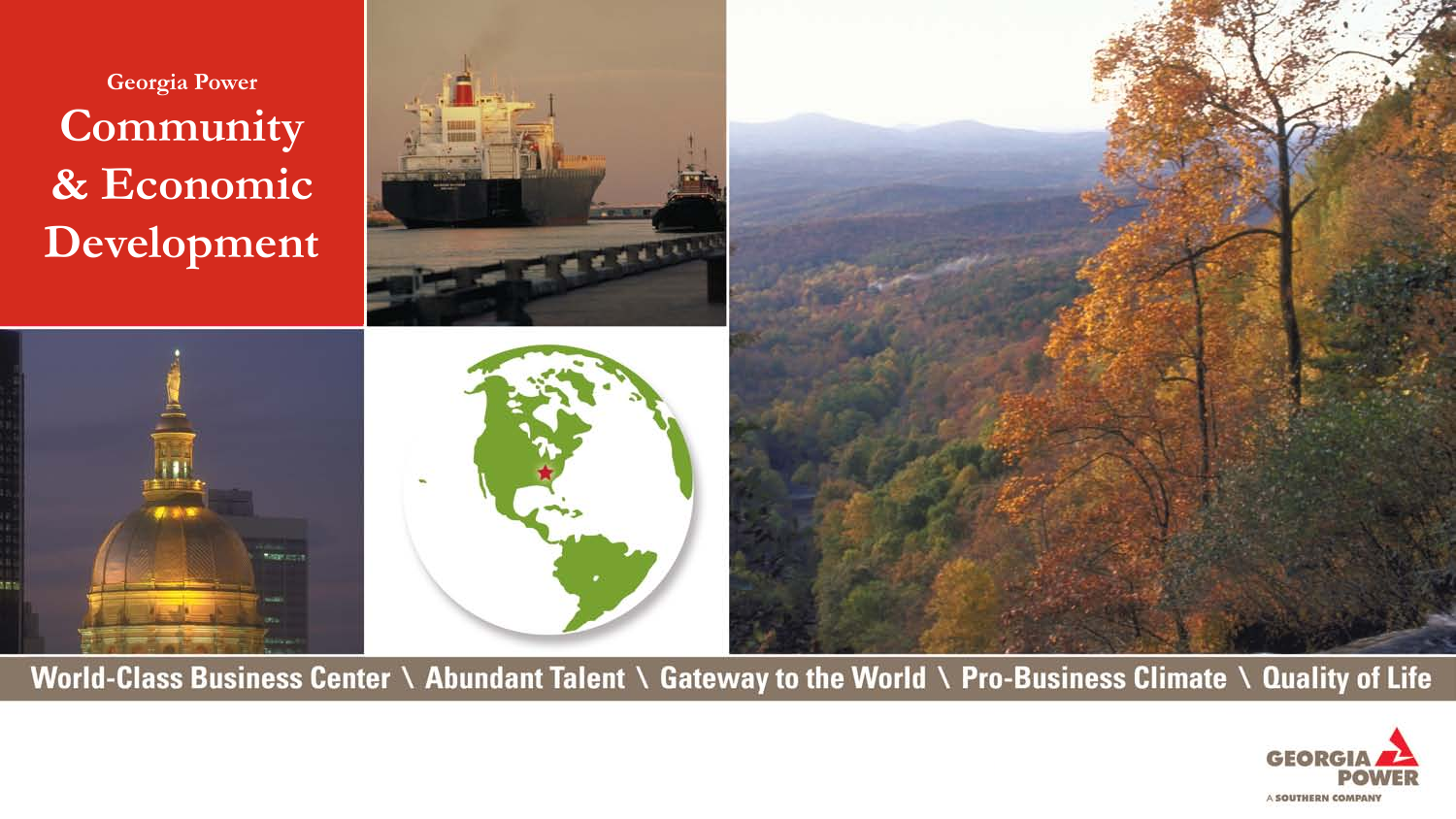Georgia Power

# Community & Economic Development

World-Class Business Center \ Abundant Talent \ Gateway to the World \ Pro-Business Climate \ Quality of Life

GEORGIA POWER

A SOUTHERN COMPANY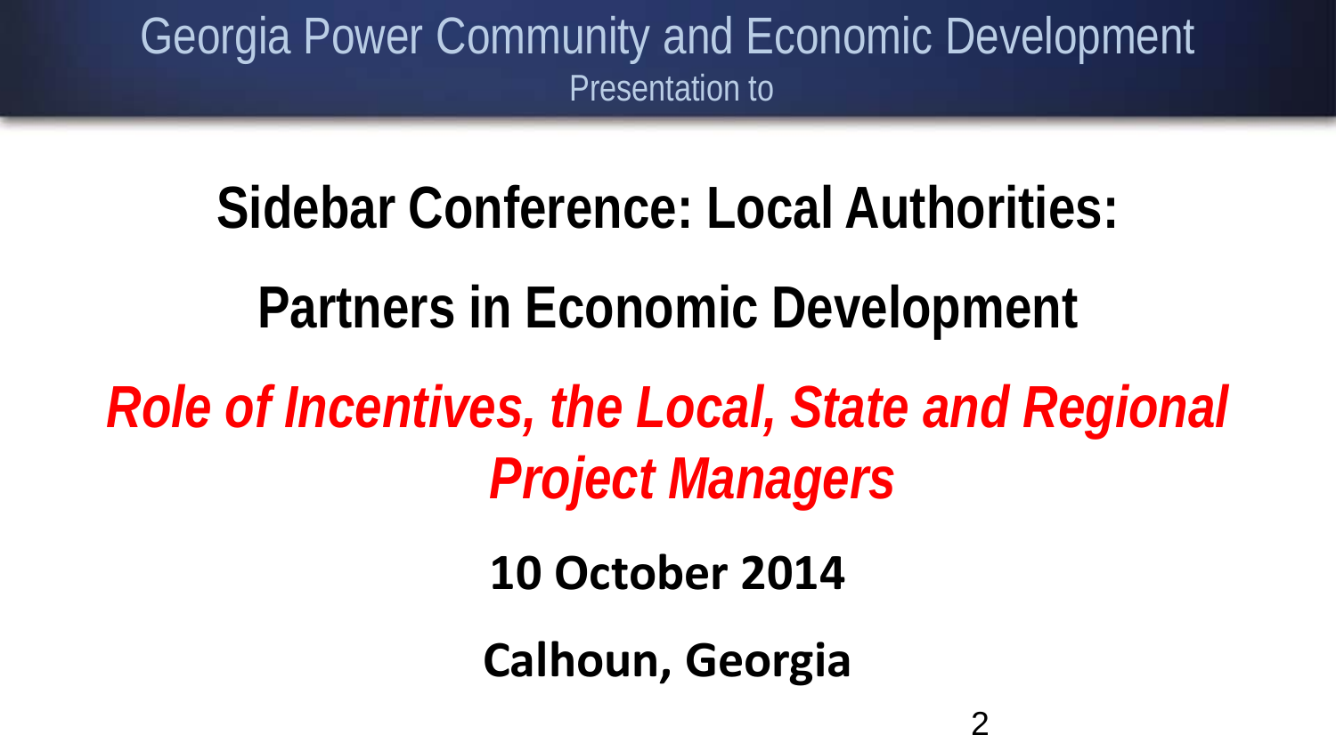Georgia Power Community and Economic Development

Presentation to

# Sidebar Conference: Local Authorities:

# Partners in Economic Development

## *Role of Incentives, the Local, State and Regional Project Managers*

**10 October 2014**

**Calhoun, Georgia**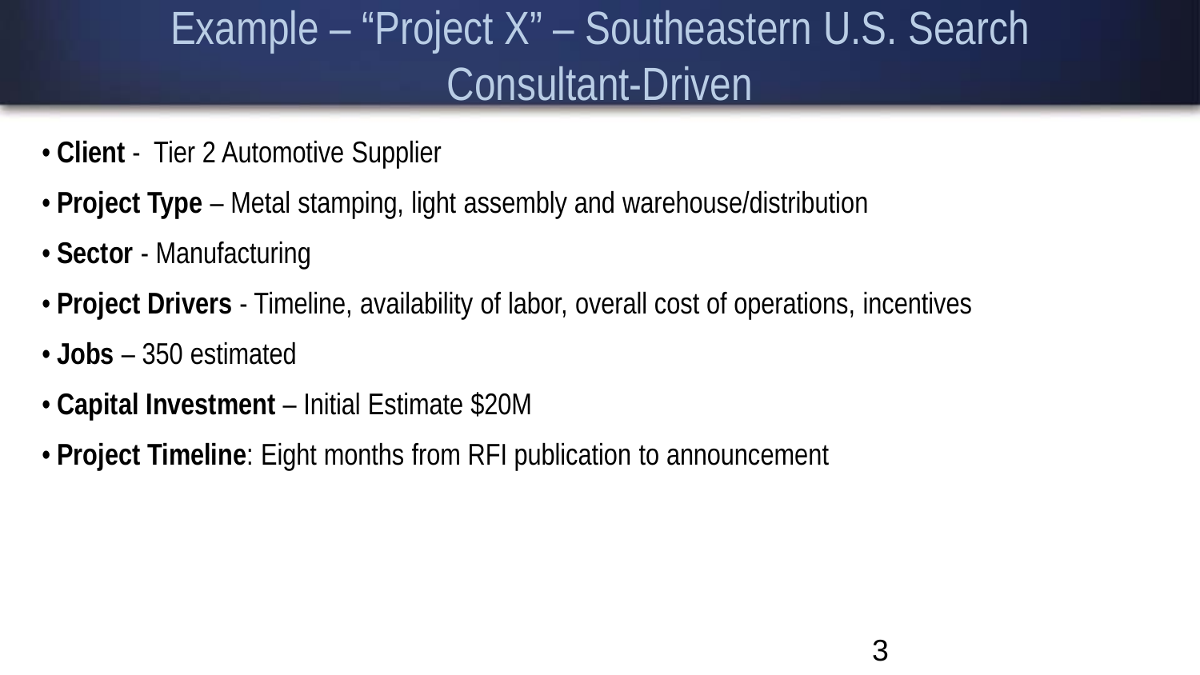# Example – "Project X" – Southeastern U.S. Search Consultant-Driven

- **Client** - Tier 2 Automotive Supplier
- **Project Type** – Metal stamping, light assembly and warehouse/distribution
- **Sector** - Manufacturing
- **Project Drivers** - Timeline, availability of labor, overall cost of operations, incentives
- **Jobs** – 350 estimated
- **Capital Investment** – Initial Estimate $20M
- **Project Timeline**: Eight months from RFI publication to announcement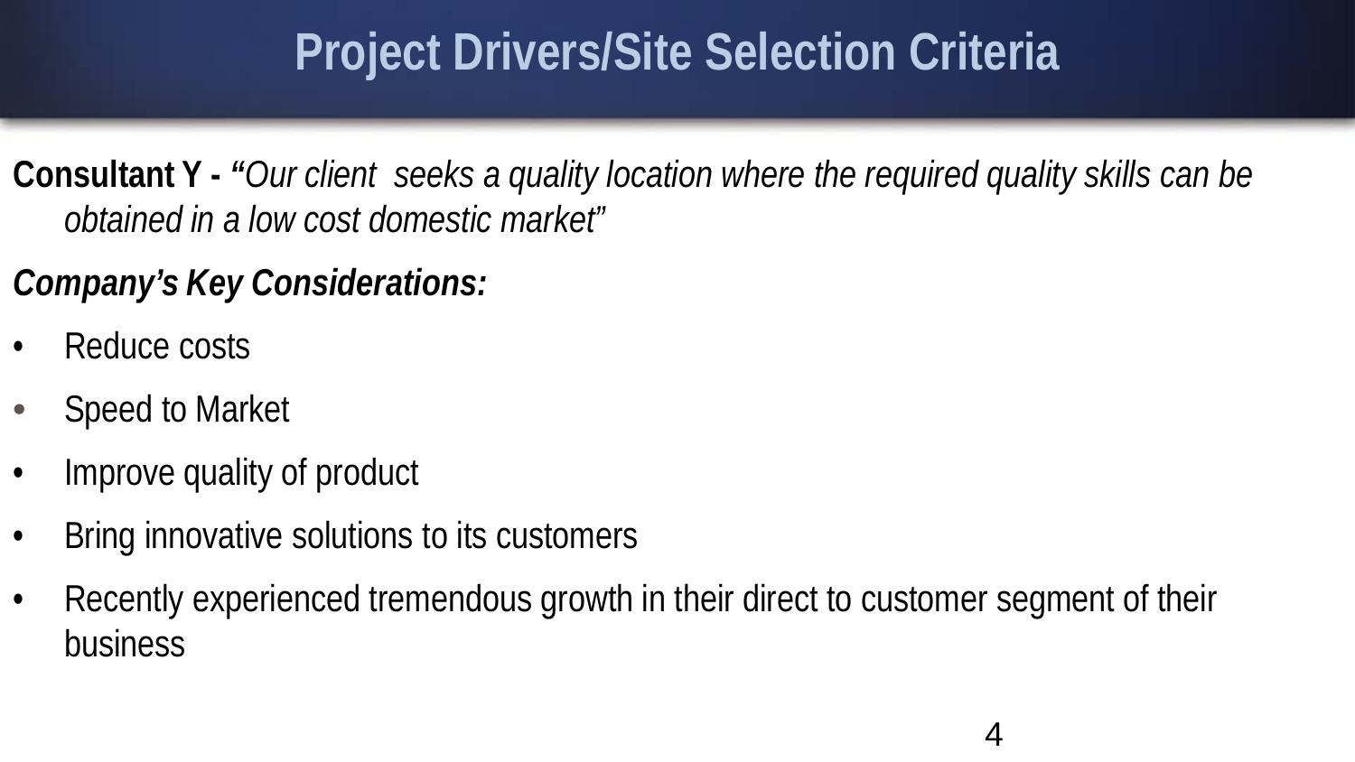# Project Drivers/Site Selection Criteria

**Consultant Y - "***Our client  seeks a quality location where the required quality skills can be obtained in a low cost domestic market*"

***Company's Key Considerations:***

- Reduce costs
- Speed to Market
- Improve quality of product
- Bring innovative solutions to its customers
- Recently experienced tremendous growth in their direct to customer segment of their business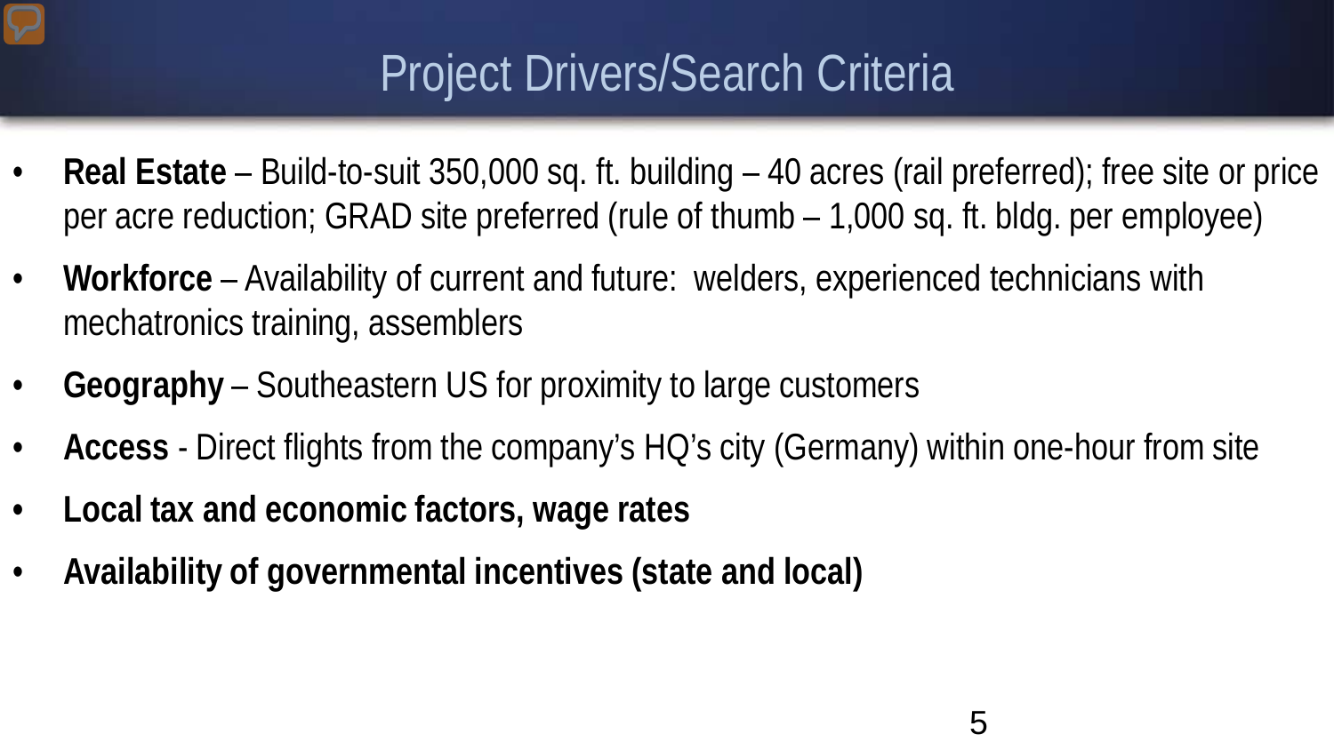# Project Drivers/Search Criteria

- **Real Estate** – Build-to-suit 350,000 sq. ft. building – 40 acres (rail preferred); free site or price per acre reduction; GRAD site preferred (rule of thumb – 1,000 sq. ft. bldg. per employee)
- **Workforce** – Availability of current and future: welders, experienced technicians with mechatronics training, assemblers
- **Geography** – Southeastern US for proximity to large customers
- **Access** - Direct flights from the company's HQ's city (Germany) within one-hour from site
- **Local tax and economic factors, wage rates**
- **Availability of governmental incentives (state and local)**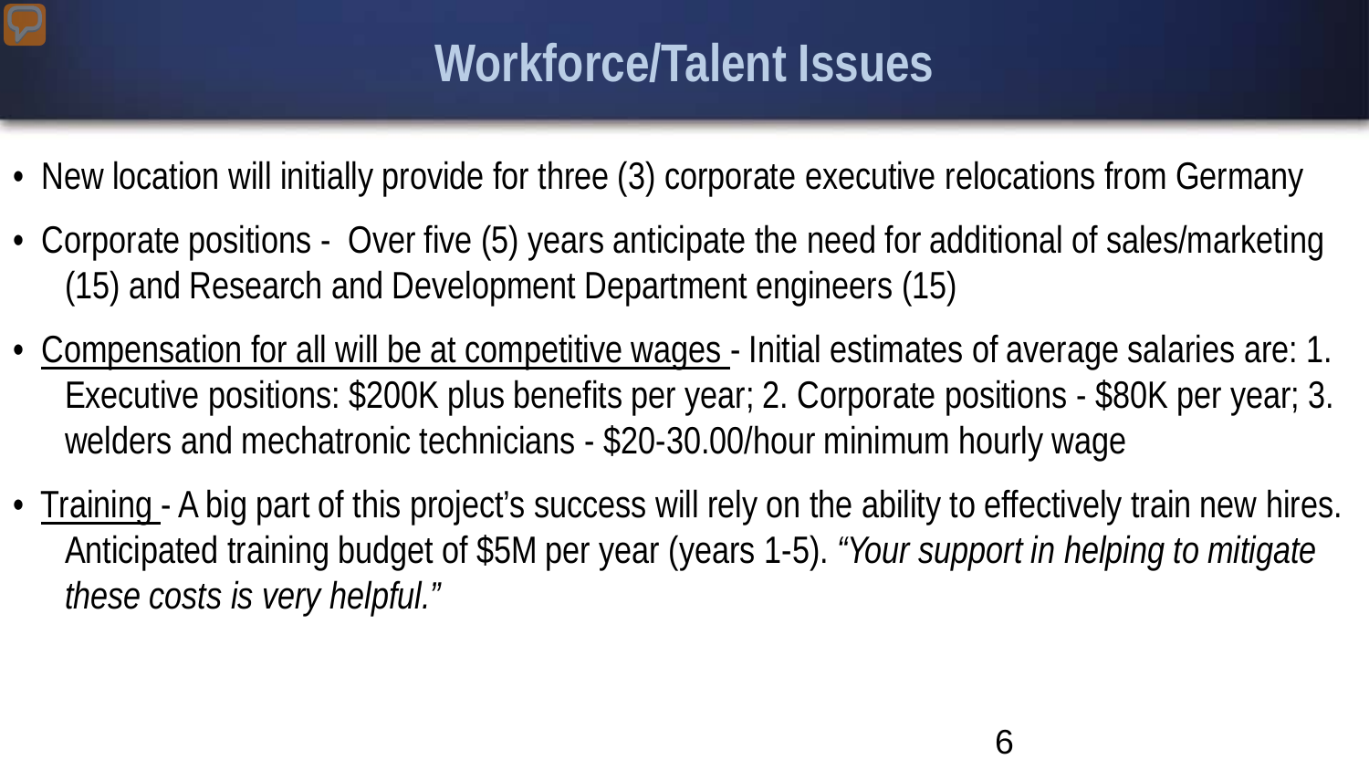# Workforce/Talent Issues

- New location will initially provide for three (3) corporate executive relocations from Germany
- Corporate positions - Over five (5) years anticipate the need for additional of sales/marketing (15) and Research and Development Department engineers (15)
- <u>Compensation for all will be at competitive wages</u> - Initial estimates of average salaries are: 1. Executive positions: $200K plus benefits per year; 2. Corporate positions - $80K per year; 3. welders and mechatronic technicians - $20-30.00/hour minimum hourly wage
- <u>Training</u> - A big part of this project's success will rely on the ability to effectively train new hires. Anticipated training budget of $5M per year (years 1-5). *"Your support in helping to mitigate these costs is very helpful."*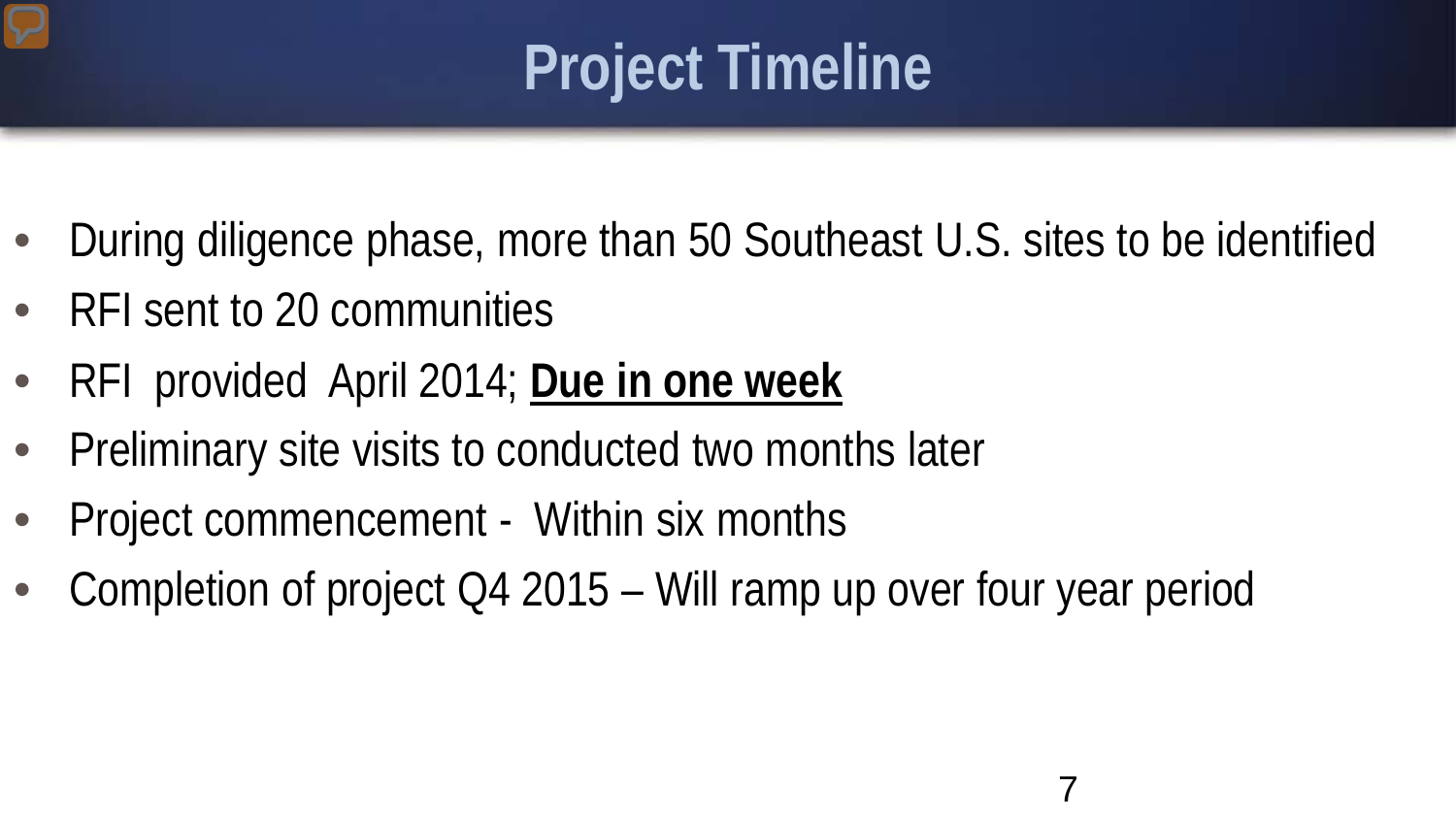# Project Timeline

- During diligence phase, more than 50 Southeast U.S. sites to be identified
- RFI sent to 20 communities
- RFI provided April 2014; **<u>Due in one week</u>**
- Preliminary site visits to conducted two months later
- Project commencement - Within six months
- Completion of project Q4 2015 – Will ramp up over four year period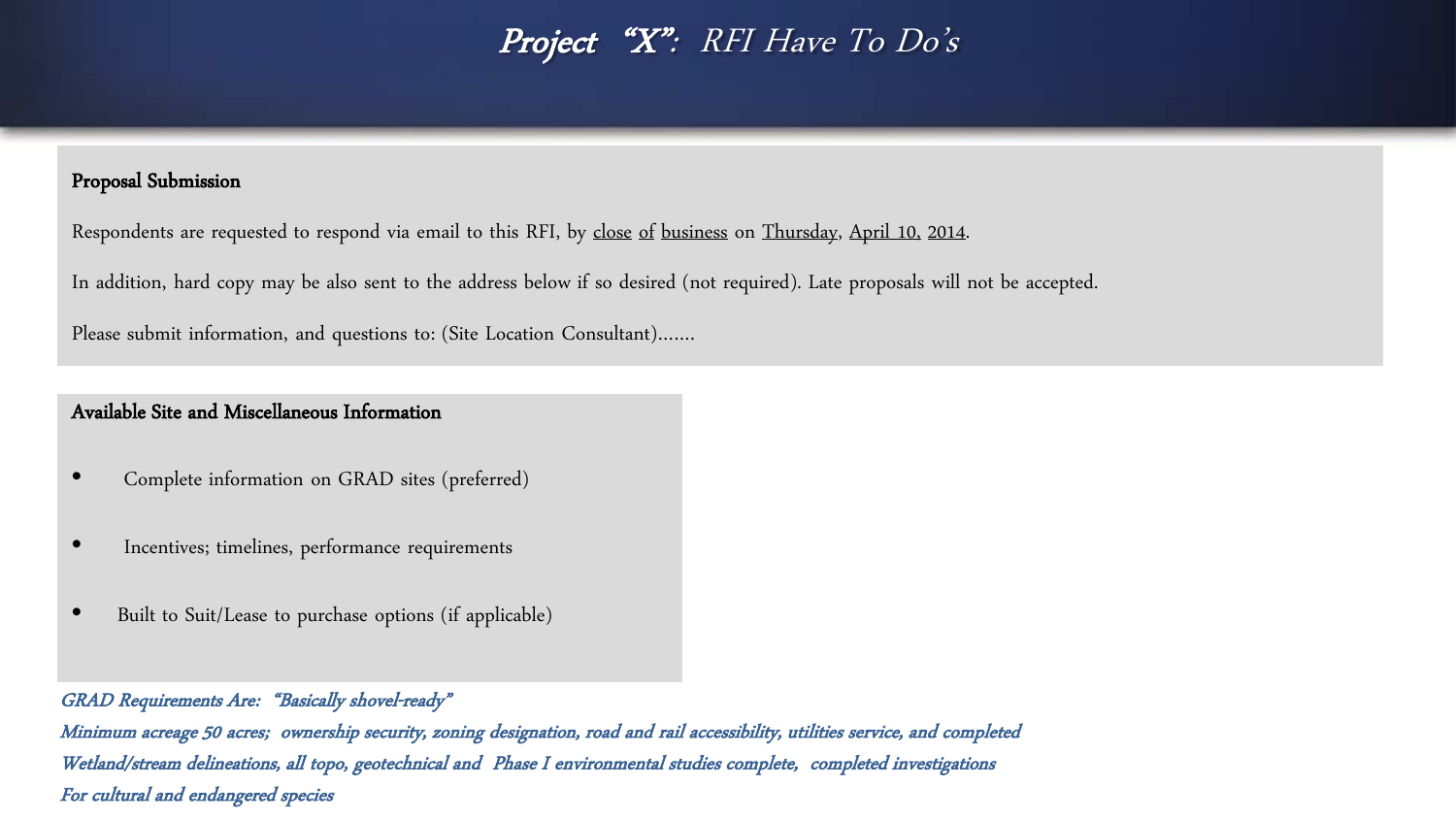# *Project "X": RFI Have To Do's*

**Proposal Submission**

Respondents are requested to respond via email to this RFI, by close of business on Thursday, April 10, 2014.

In addition, hard copy may be also sent to the address below if so desired (not required). Late proposals will not be accepted.

Please submit information, and questions to: (Site Location Consultant)…….

**Available Site and Miscellaneous Information**

- Complete information on GRAD sites (preferred)
- Incentives; timelines, performance requirements
- Built to Suit/Lease to purchase options (if applicable)

*GRAD Requirements Are: "Basically shovel-ready"*
*Minimum acreage 50 acres; ownership security, zoning designation, road and rail accessibility, utilities service, and completed Wetland/stream delineations, all topo, geotechnical and Phase I environmental studies complete, completed investigations For cultural and endangered species*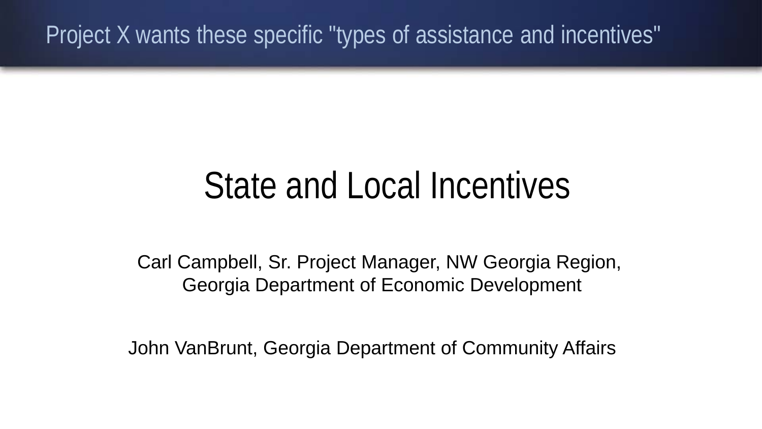## Project X wants these specific "types of assistance and incentives"

# State and Local Incentives

Carl Campbell, Sr. Project Manager, NW Georgia Region, Georgia Department of Economic Development

John VanBrunt, Georgia Department of Community Affairs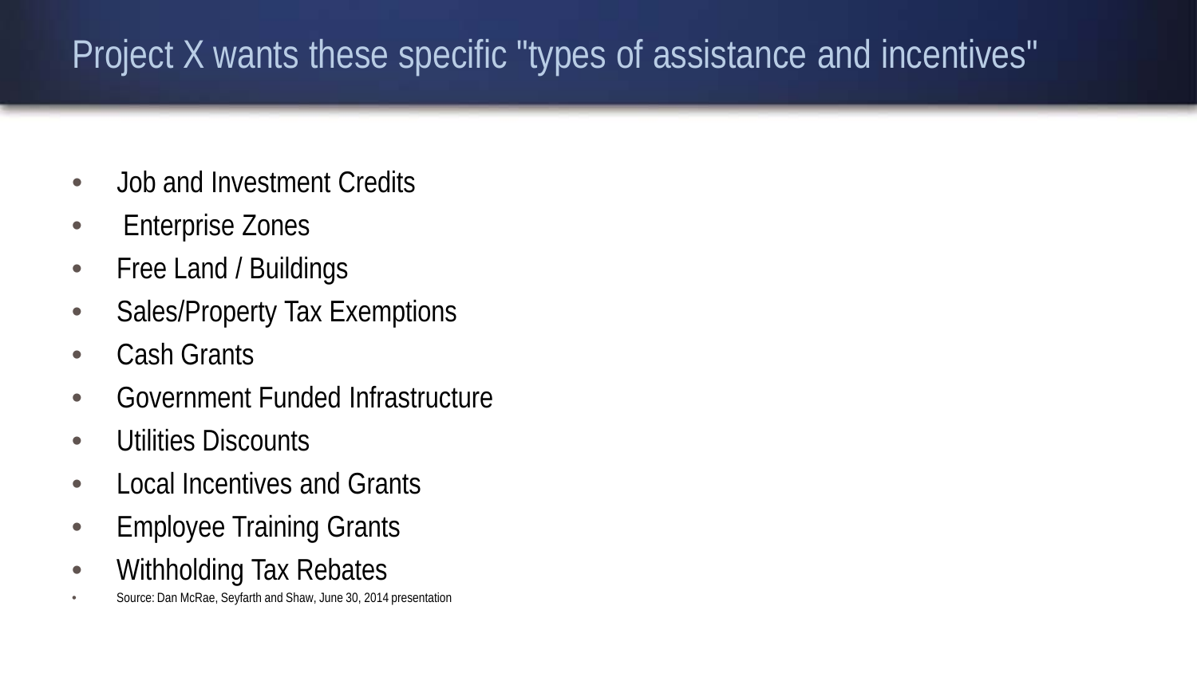# Project X wants these specific "types of assistance and incentives"

- Job and Investment Credits
- Enterprise Zones
- Free Land / Buildings
- Sales/Property Tax Exemptions
- Cash Grants
- Government Funded Infrastructure
- Utilities Discounts
- Local Incentives and Grants
- Employee Training Grants
- Withholding Tax Rebates
- Source: Dan McRae, Seyfarth and Shaw, June 30, 2014 presentation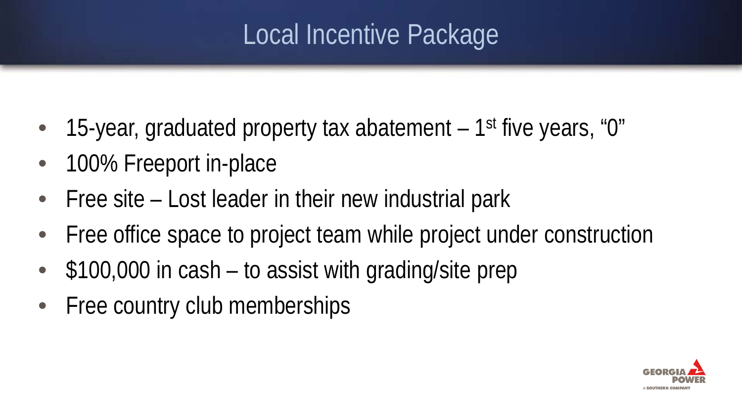# Local Incentive Package

- 15-year, graduated property tax abatement – 1st five years, "0"
- 100% Freeport in-place
- Free site – Lost leader in their new industrial park
- Free office space to project team while project under construction
- $100,000 in cash – to assist with grading/site prep
- Free country club memberships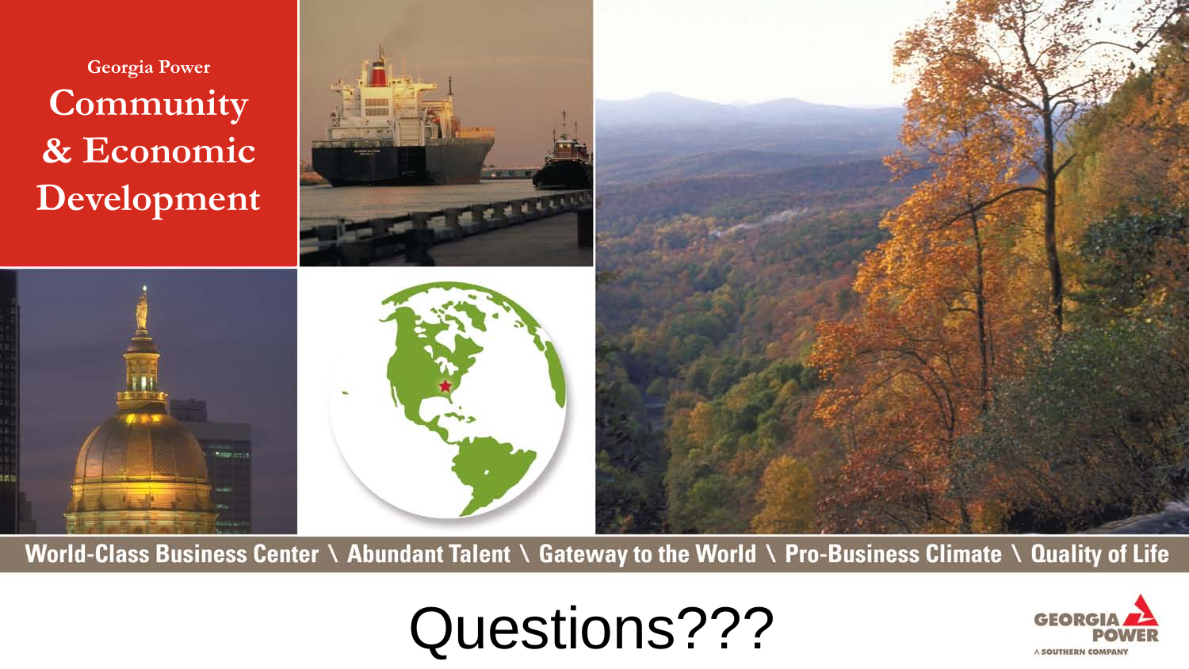Georgia Power

# Community & Economic Development

World-Class Business Center \ Abundant Talent \ Gateway to the World \ Pro-Business Climate \ Quality of Life

# Questions???

GEORGIA POWER

A SOUTHERN COMPANY